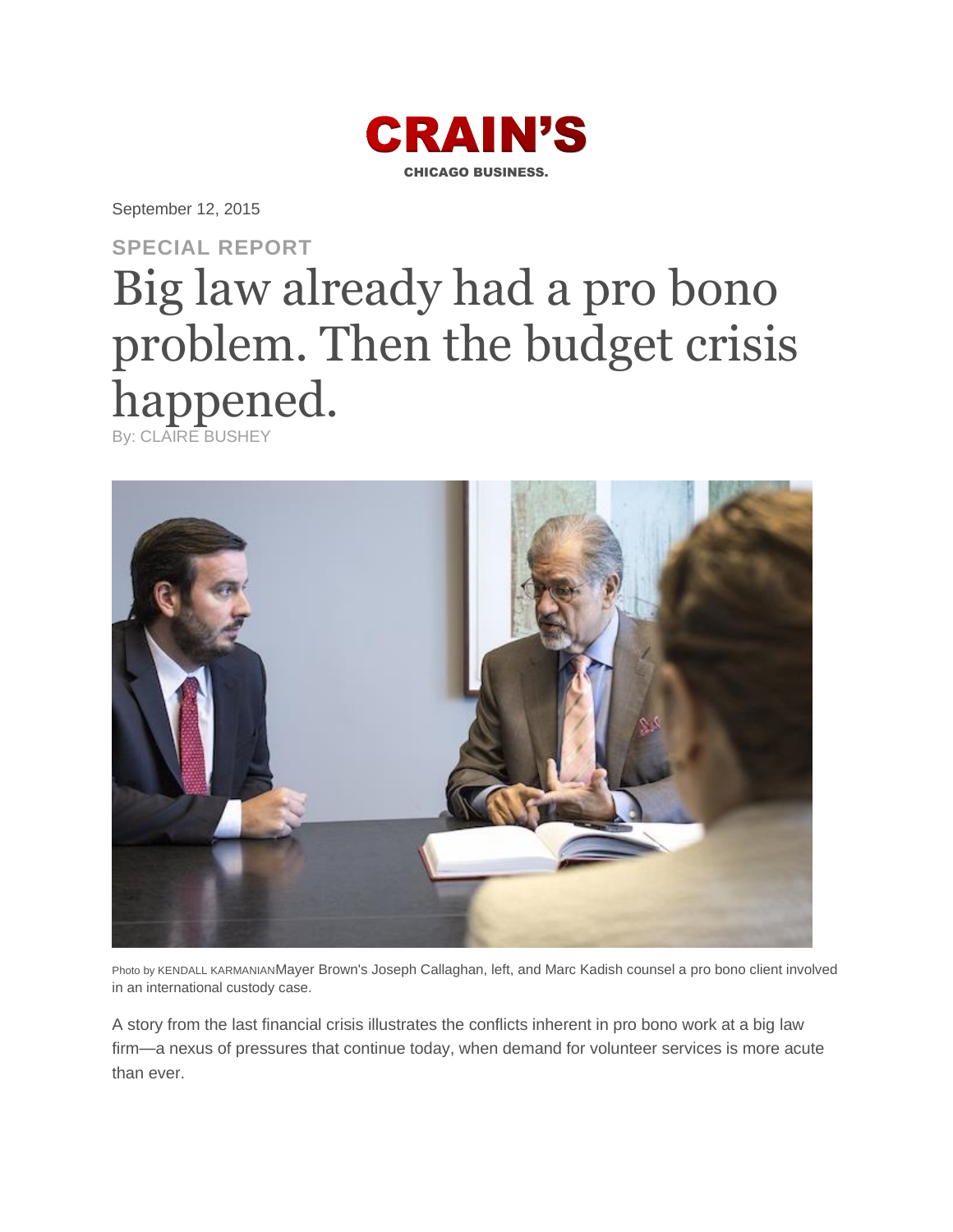CRAIN'S

CHICAGO BUSINESS.

September 12, 2015

SPECIAL REPORT

# Big law already had a pro bono problem. Then the budget crisis happened.

By: CLAIRE BUSHEY

Photo by KENDALL KARMANIAN Mayer Brown's Joseph Callaghan, left, and Marc Kadish counsel a pro bono client involved in an international custody case.

A story from the last financial crisis illustrates the conflicts inherent in pro bono work at a big law firm—a nexus of pressures that continue today, when demand for volunteer services is more acute than ever.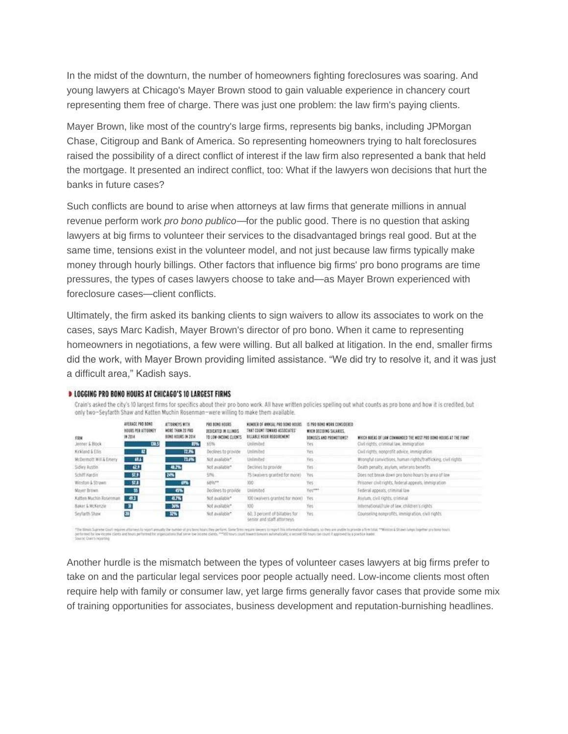In the midst of the downturn, the number of homeowners fighting foreclosures was soaring. And young lawyers at Chicago's Mayer Brown stood to gain valuable experience in chancery court representing them free of charge. There was just one problem: the law firm's paying clients.

Mayer Brown, like most of the country's large firms, represents big banks, including JPMorgan Chase, Citigroup and Bank of America. So representing homeowners trying to halt foreclosures raised the possibility of a direct conflict of interest if the law firm also represented a bank that held the mortgage. It presented an indirect conflict, too: What if the lawyers won decisions that hurt the banks in future cases?

Such conflicts are bound to arise when attorneys at law firms that generate millions in annual revenue perform work *pro bono publico*—for the public good. There is no question that asking lawyers at big firms to volunteer their services to the disadvantaged brings real good. But at the same time, tensions exist in the volunteer model, and not just because law firms typically make money through hourly billings. Other factors that influence big firms' pro bono programs are time pressures, the types of cases lawyers choose to take and—as Mayer Brown experienced with foreclosure cases—client conflicts.

Ultimately, the firm asked its banking clients to sign waivers to allow its associates to work on the cases, says Marc Kadish, Mayer Brown's director of pro bono. When it came to representing homeowners in negotiations, a few were willing. But all balked at litigation. In the end, smaller firms did the work, with Mayer Brown providing limited assistance. "We did try to resolve it, and it was just a difficult area," Kadish says.

**LOGGING PRO BONO HOURS AT CHICAGO'S 10 LARGEST FIRMS**

Crain's asked the city's 10 largest firms for specifics about their pro bono work. All have written policies spelling out what counts as pro bono and how it is credited, but only two—Seyfarth Shaw and Katten Muchin Rosenman—were willing to make them available.

| FIRM | AVERAGE PRO BONO HOURS PER ATTORNEY IN 2014 | ATTORNEYS WITH MORE THAN 20 PRO BONO HOURS IN 2014 | PRO BONO HOURS DEDICATED IN ILLINOIS TO LOW-INCOME CLIENTS | NUMBER OF ANNUAL PRO BONO HOURS THAT COUNT TOWARD ASSOCIATES' BILLABLE HOUR REQUIREMENT | IS PRO BONO WORK CONSIDERED WHEN DECIDING SALARIES, BONUSES AND PROMOTIONS? | WHICH AREAS OF LAW COMMANDED THE MOST PRO BONO HOURS AT THE FIRM? |
|---|---|---|---|---|---|---|
| Jenner & Block | 130.5 | 85% | 65% | Unlimited | Yes | Civil rights, criminal law, immigration |
| Kirkland & Ellis | 82 | 72.9% | Declines to provide | Unlimited | Yes | Civil rights, nonprofit advice, immigration |
| McDermott Will & Emery | 69.6 | 73.6% | Not available* | Unlimited | Yes | Wrongful convictions, human rights/trafficking, civil rights |
| Sidley Austin | 62.9 | 48.2% | Not available* | Declines to provide | Yes | Death penalty, asylum, veterans benefits |
| Schiff Hardin | 57.9 | 24% | 51% | 75 (waivers granted for more) | Yes | Does not break down pro bono hours by area of law |
| Winston & Strawn | 57.8 | 69% | 68%** | 100 | Yes | Prisoner civil rights, federal appeals, immigration |
| Mayer Brown | 55 | 45% | Declines to provide | Unlimited | Yes*** | Federal appeals, criminal law |
| Katten Muchin Rosenman | 49.3 | 41.7% | Not available* | 100 (waivers granted for more) | Yes | Asylum, civil rights, criminal |
| Baker & McKenzie | 31 | 36% | Not available* | 100 | Yes | International/rule of law, children's rights |
| Seyfarth Shaw | 20 | 32% | Not available* | 60, 3 percent of billables for senior and staff attorneys | Yes | Counseling nonprofits, immigration, civil rights |

*The Illinois Supreme Court requires attorneys to report annually the number of pro bono hours they perform. Some firms require lawyers to report this information individually, so they are unable to provide a firm total. **Winston & Strawn lumps together pro bono hours performed for low-income clients and hours performed for organizations that serve low-income clients. ***100 hours count toward bonuses automatically; a second 100 hours can count if approved by a practice leader.
Source: Crain's reporting

Another hurdle is the mismatch between the types of volunteer cases lawyers at big firms prefer to take on and the particular legal services poor people actually need. Low-income clients most often require help with family or consumer law, yet large firms generally favor cases that provide some mix of training opportunities for associates, business development and reputation-burnishing headlines.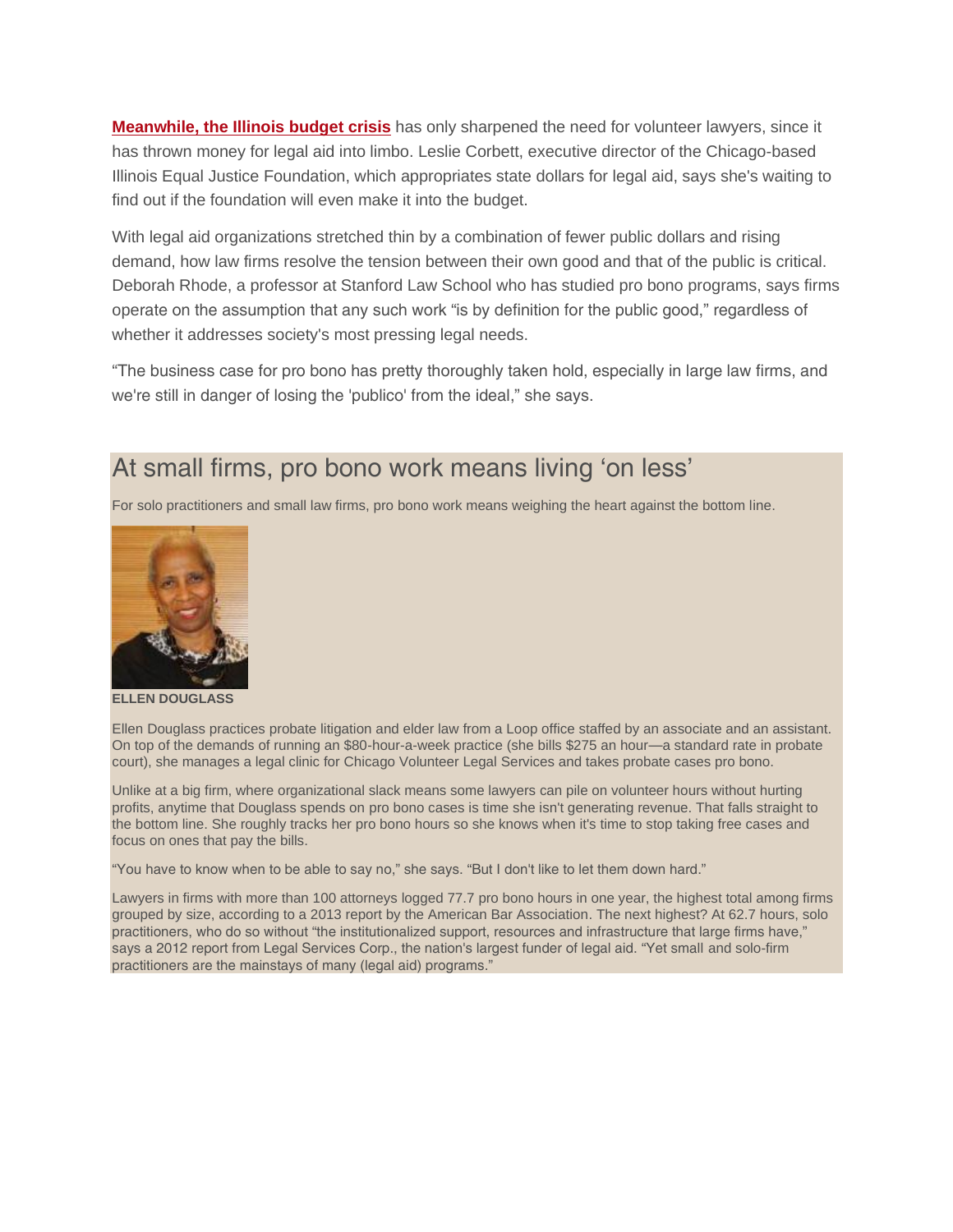**Meanwhile, the Illinois budget crisis** has only sharpened the need for volunteer lawyers, since it has thrown money for legal aid into limbo. Leslie Corbett, executive director of the Chicago-based Illinois Equal Justice Foundation, which appropriates state dollars for legal aid, says she's waiting to find out if the foundation will even make it into the budget.

With legal aid organizations stretched thin by a combination of fewer public dollars and rising demand, how law firms resolve the tension between their own good and that of the public is critical. Deborah Rhode, a professor at Stanford Law School who has studied pro bono programs, says firms operate on the assumption that any such work "is by definition for the public good," regardless of whether it addresses society's most pressing legal needs.

"The business case for pro bono has pretty thoroughly taken hold, especially in large law firms, and we're still in danger of losing the 'publico' from the ideal," she says.

## At small firms, pro bono work means living 'on less'

For solo practitioners and small law firms, pro bono work means weighing the heart against the bottom line.

**ELLEN DOUGLASS**

Ellen Douglass practices probate litigation and elder law from a Loop office staffed by an associate and an assistant. On top of the demands of running an $80-hour-a-week practice (she bills $275 an hour—a standard rate in probate court), she manages a legal clinic for Chicago Volunteer Legal Services and takes probate cases pro bono.

Unlike at a big firm, where organizational slack means some lawyers can pile on volunteer hours without hurting profits, anytime that Douglass spends on pro bono cases is time she isn't generating revenue. That falls straight to the bottom line. She roughly tracks her pro bono hours so she knows when it's time to stop taking free cases and focus on ones that pay the bills.

"You have to know when to be able to say no," she says. "But I don't like to let them down hard."

Lawyers in firms with more than 100 attorneys logged 77.7 pro bono hours in one year, the highest total among firms grouped by size, according to a 2013 report by the American Bar Association. The next highest? At 62.7 hours, solo practitioners, who do so without "the institutionalized support, resources and infrastructure that large firms have," says a 2012 report from Legal Services Corp., the nation's largest funder of legal aid. "Yet small and solo-firm practitioners are the mainstays of many (legal aid) programs."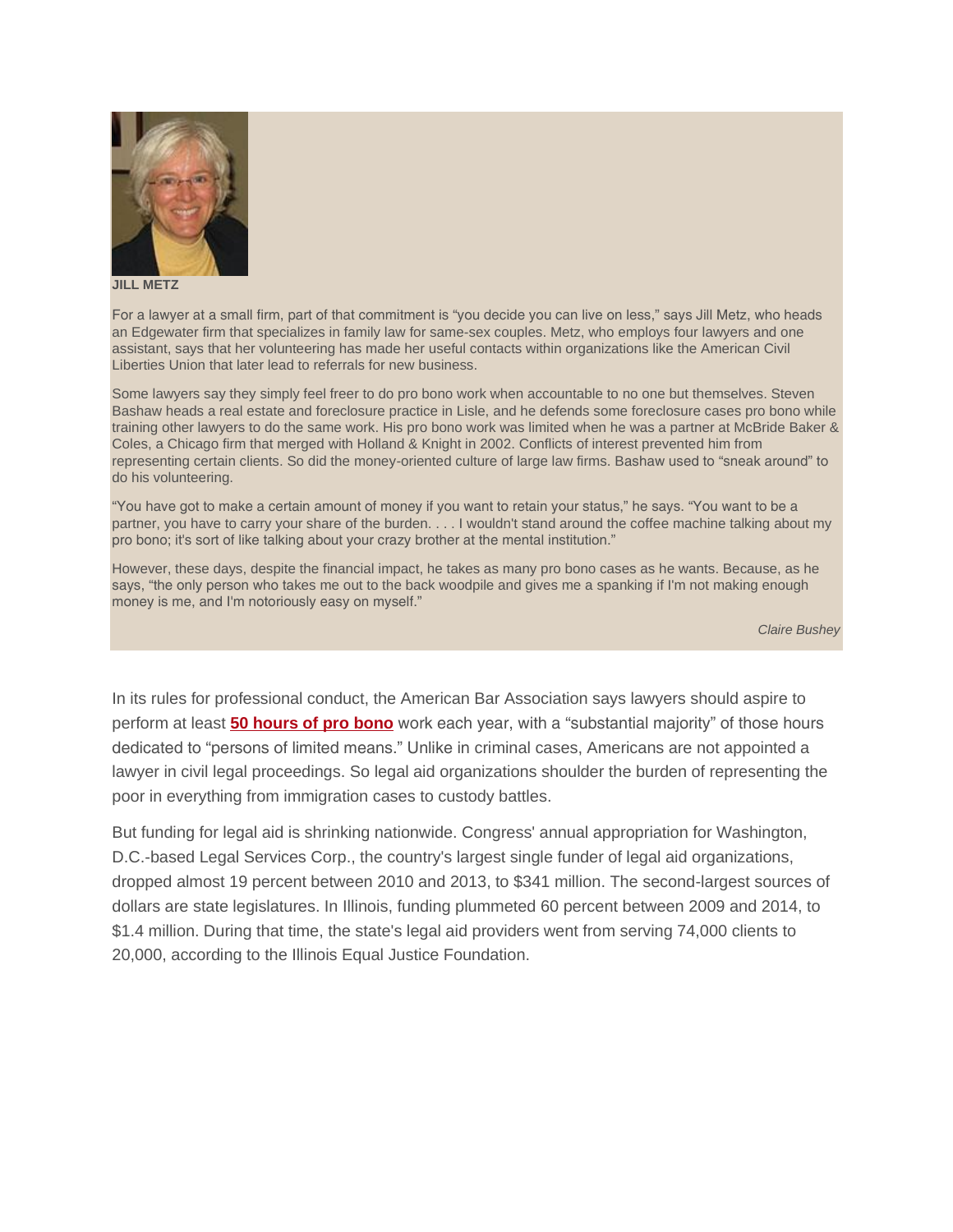**JILL METZ**

For a lawyer at a small firm, part of that commitment is "you decide you can live on less," says Jill Metz, who heads an Edgewater firm that specializes in family law for same-sex couples. Metz, who employs four lawyers and one assistant, says that her volunteering has made her useful contacts within organizations like the American Civil Liberties Union that later lead to referrals for new business.

Some lawyers say they simply feel freer to do pro bono work when accountable to no one but themselves. Steven Bashaw heads a real estate and foreclosure practice in Lisle, and he defends some foreclosure cases pro bono while training other lawyers to do the same work. His pro bono work was limited when he was a partner at McBride Baker & Coles, a Chicago firm that merged with Holland & Knight in 2002. Conflicts of interest prevented him from representing certain clients. So did the money-oriented culture of large law firms. Bashaw used to "sneak around" to do his volunteering.

"You have got to make a certain amount of money if you want to retain your status," he says. "You want to be a partner, you have to carry your share of the burden. . . . I wouldn't stand around the coffee machine talking about my pro bono; it's sort of like talking about your crazy brother at the mental institution."

However, these days, despite the financial impact, he takes as many pro bono cases as he wants. Because, as he says, "the only person who takes me out to the back woodpile and gives me a spanking if I'm not making enough money is me, and I'm notoriously easy on myself."

*Claire Bushey*

In its rules for professional conduct, the American Bar Association says lawyers should aspire to perform at least **50 hours of pro bono** work each year, with a "substantial majority" of those hours dedicated to "persons of limited means." Unlike in criminal cases, Americans are not appointed a lawyer in civil legal proceedings. So legal aid organizations shoulder the burden of representing the poor in everything from immigration cases to custody battles.

But funding for legal aid is shrinking nationwide. Congress' annual appropriation for Washington, D.C.-based Legal Services Corp., the country's largest single funder of legal aid organizations, dropped almost 19 percent between 2010 and 2013, to $341 million. The second-largest sources of dollars are state legislatures. In Illinois, funding plummeted 60 percent between 2009 and 2014, to $1.4 million. During that time, the state's legal aid providers went from serving 74,000 clients to 20,000, according to the Illinois Equal Justice Foundation.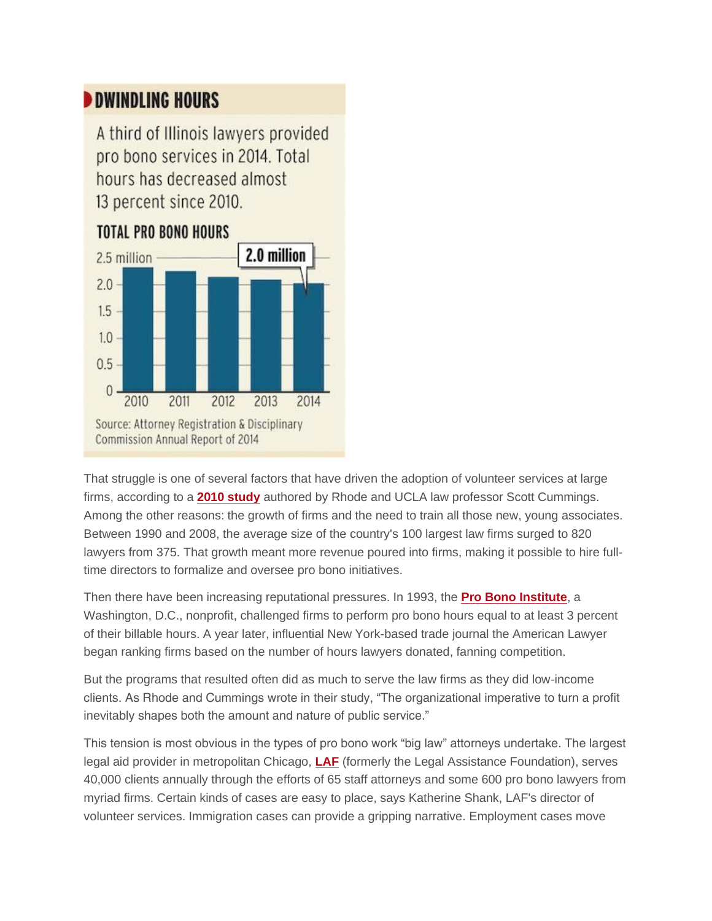**DWINDLING HOURS**

A third of Illinois lawyers provided pro bono services in 2014. Total hours has decreased almost 13 percent since 2010.

**TOTAL PRO BONO HOURS**

2.5 million
2.0
1.5
1.0
0.5
0

2010 2011 2012 2013 2014

**2.0 million**

Source: Attorney Registration & Disciplinary Commission Annual Report of 2014

That struggle is one of several factors that have driven the adoption of volunteer services at large firms, according to a **2010 study** authored by Rhode and UCLA law professor Scott Cummings. Among the other reasons: the growth of firms and the need to train all those new, young associates. Between 1990 and 2008, the average size of the country's 100 largest law firms surged to 820 lawyers from 375. That growth meant more revenue poured into firms, making it possible to hire full-time directors to formalize and oversee pro bono initiatives.

Then there have been increasing reputational pressures. In 1993, the **Pro Bono Institute**, a Washington, D.C., nonprofit, challenged firms to perform pro bono hours equal to at least 3 percent of their billable hours. A year later, influential New York-based trade journal the American Lawyer began ranking firms based on the number of hours lawyers donated, fanning competition.

But the programs that resulted often did as much to serve the law firms as they did low-income clients. As Rhode and Cummings wrote in their study, “The organizational imperative to turn a profit inevitably shapes both the amount and nature of public service.”

This tension is most obvious in the types of pro bono work “big law” attorneys undertake. The largest legal aid provider in metropolitan Chicago, **LAF** (formerly the Legal Assistance Foundation), serves 40,000 clients annually through the efforts of 65 staff attorneys and some 600 pro bono lawyers from myriad firms. Certain kinds of cases are easy to place, says Katherine Shank, LAF's director of volunteer services. Immigration cases can provide a gripping narrative. Employment cases move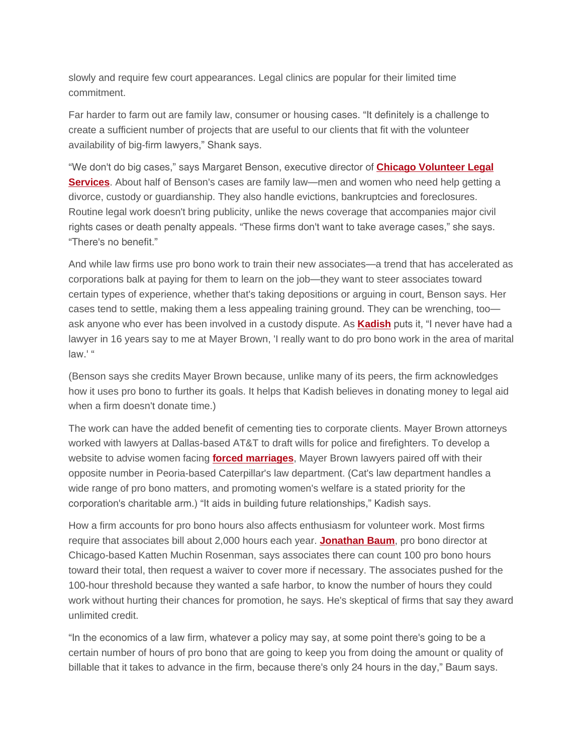slowly and require few court appearances. Legal clinics are popular for their limited time commitment.

Far harder to farm out are family law, consumer or housing cases. "It definitely is a challenge to create a sufficient number of projects that are useful to our clients that fit with the volunteer availability of big-firm lawyers," Shank says.

"We don't do big cases," says Margaret Benson, executive director of **Chicago Volunteer Legal Services**. About half of Benson's cases are family law—men and women who need help getting a divorce, custody or guardianship. They also handle evictions, bankruptcies and foreclosures. Routine legal work doesn't bring publicity, unlike the news coverage that accompanies major civil rights cases or death penalty appeals. "These firms don't want to take average cases," she says. "There's no benefit."

And while law firms use pro bono work to train their new associates—a trend that has accelerated as corporations balk at paying for them to learn on the job—they want to steer associates toward certain types of experience, whether that's taking depositions or arguing in court, Benson says. Her cases tend to settle, making them a less appealing training ground. They can be wrenching, too—ask anyone who ever has been involved in a custody dispute. As **Kadish** puts it, "I never have had a lawyer in 16 years say to me at Mayer Brown, 'I really want to do pro bono work in the area of marital law.' "

(Benson says she credits Mayer Brown because, unlike many of its peers, the firm acknowledges how it uses pro bono to further its goals. It helps that Kadish believes in donating money to legal aid when a firm doesn't donate time.)

The work can have the added benefit of cementing ties to corporate clients. Mayer Brown attorneys worked with lawyers at Dallas-based AT&T to draft wills for police and firefighters. To develop a website to advise women facing **forced marriages**, Mayer Brown lawyers paired off with their opposite number in Peoria-based Caterpillar's law department. (Cat's law department handles a wide range of pro bono matters, and promoting women's welfare is a stated priority for the corporation's charitable arm.) "It aids in building future relationships," Kadish says.

How a firm accounts for pro bono hours also affects enthusiasm for volunteer work. Most firms require that associates bill about 2,000 hours each year. **Jonathan Baum**, pro bono director at Chicago-based Katten Muchin Rosenman, says associates there can count 100 pro bono hours toward their total, then request a waiver to cover more if necessary. The associates pushed for the 100-hour threshold because they wanted a safe harbor, to know the number of hours they could work without hurting their chances for promotion, he says. He's skeptical of firms that say they award unlimited credit.

"In the economics of a law firm, whatever a policy may say, at some point there's going to be a certain number of hours of pro bono that are going to keep you from doing the amount or quality of billable that it takes to advance in the firm, because there's only 24 hours in the day," Baum says.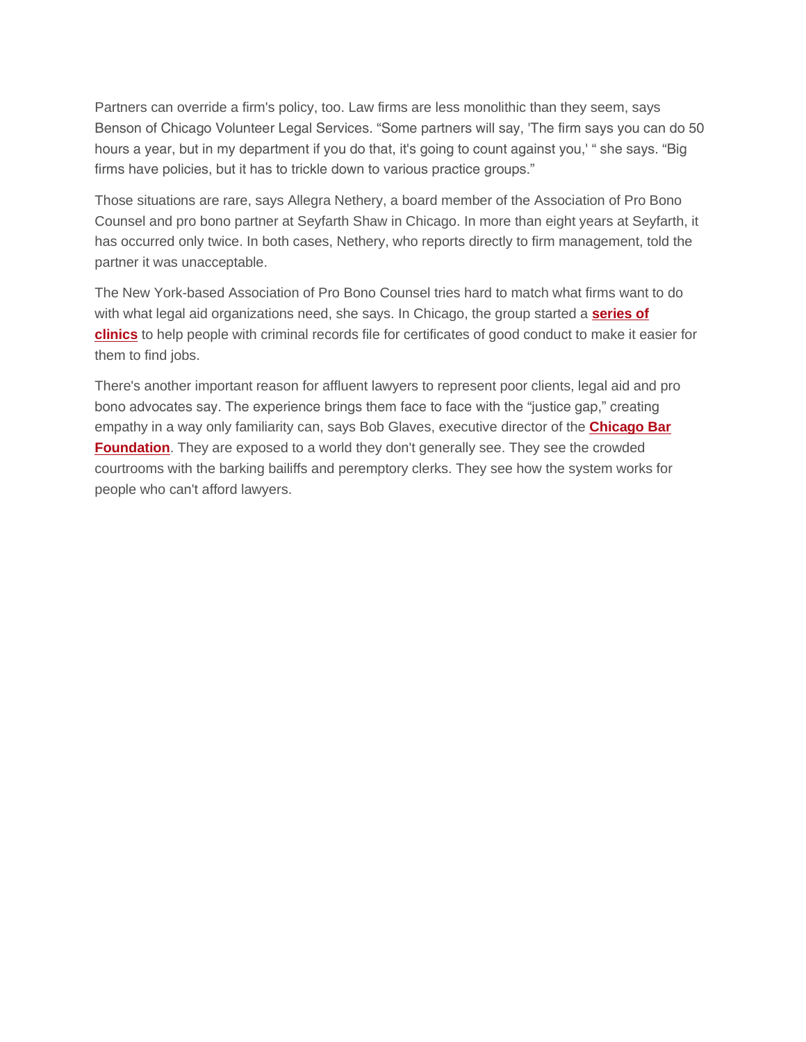Partners can override a firm's policy, too. Law firms are less monolithic than they seem, says Benson of Chicago Volunteer Legal Services. “Some partners will say, 'The firm says you can do 50 hours a year, but in my department if you do that, it's going to count against you,' “ she says. “Big firms have policies, but it has to trickle down to various practice groups.”

Those situations are rare, says Allegra Nethery, a board member of the Association of Pro Bono Counsel and pro bono partner at Seyfarth Shaw in Chicago. In more than eight years at Seyfarth, it has occurred only twice. In both cases, Nethery, who reports directly to firm management, told the partner it was unacceptable.

The New York-based Association of Pro Bono Counsel tries hard to match what firms want to do with what legal aid organizations need, she says. In Chicago, the group started a **series of clinics** to help people with criminal records file for certificates of good conduct to make it easier for them to find jobs.

There's another important reason for affluent lawyers to represent poor clients, legal aid and pro bono advocates say. The experience brings them face to face with the “justice gap,” creating empathy in a way only familiarity can, says Bob Glaves, executive director of the **Chicago Bar Foundation**. They are exposed to a world they don't generally see. They see the crowded courtrooms with the barking bailiffs and peremptory clerks. They see how the system works for people who can't afford lawyers.